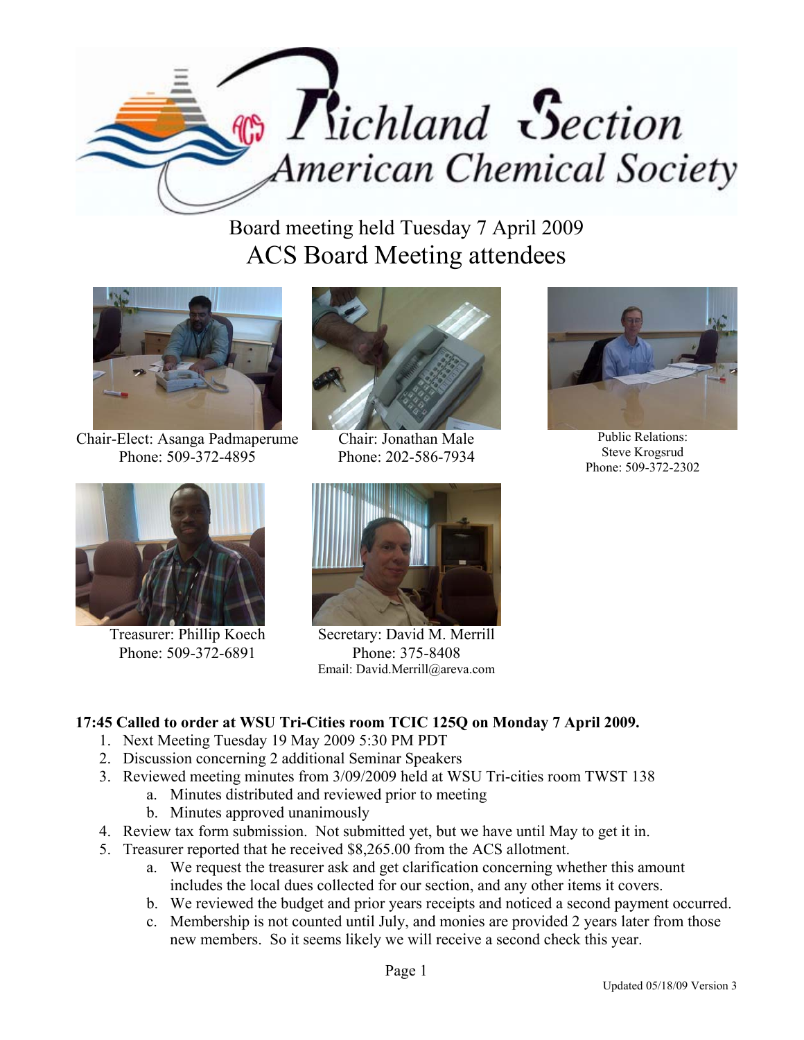# Richland Section American Chemical Society

## Board meeting held Tuesday 7 April 2009

## ACS Board Meeting attendees

Chair-Elect: Asanga Padmaperume
Phone: 509-372-4895

Chair: Jonathan Male
Phone: 202-586-7934

Public Relations:
Steve Krogsrud
Phone: 509-372-2302

Treasurer: Phillip Koech
Phone: 509-372-6891

Secretary: David M. Merrill
Phone: 375-8408
Email: David.Merrill@areva.com

**17:45 Called to order at WSU Tri-Cities room TCIC 125Q on Monday 7 April 2009.**

1. Next Meeting Tuesday 19 May 2009 5:30 PM PDT
2. Discussion concerning 2 additional Seminar Speakers
3. Reviewed meeting minutes from 3/09/2009 held at WSU Tri-cities room TWST 138
   a. Minutes distributed and reviewed prior to meeting
   b. Minutes approved unanimously
4. Review tax form submission. Not submitted yet, but we have until May to get it in.
5. Treasurer reported that he received $8,265.00 from the ACS allotment.
   a. We request the treasurer ask and get clarification concerning whether this amount includes the local dues collected for our section, and any other items it covers.
   b. We reviewed the budget and prior years receipts and noticed a second payment occurred.
   c. Membership is not counted until July, and monies are provided 2 years later from those new members. So it seems likely we will receive a second check this year.

Updated 05/18/09 Version 3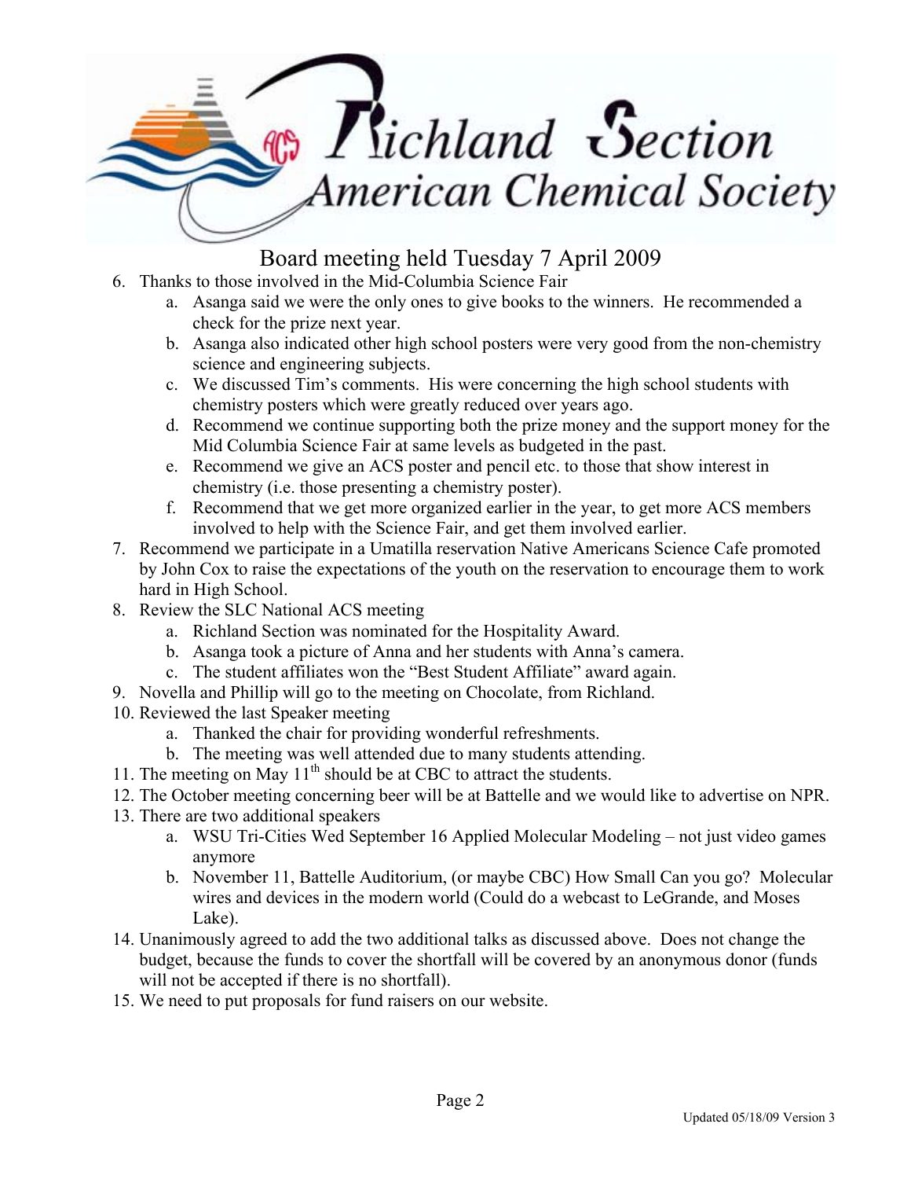# Richland Section American Chemical Society

## Board meeting held Tuesday 7 April 2009

6. Thanks to those involved in the Mid-Columbia Science Fair
   a. Asanga said we were the only ones to give books to the winners. He recommended a check for the prize next year.
   b. Asanga also indicated other high school posters were very good from the non-chemistry science and engineering subjects.
   c. We discussed Tim's comments. His were concerning the high school students with chemistry posters which were greatly reduced over years ago.
   d. Recommend we continue supporting both the prize money and the support money for the Mid Columbia Science Fair at same levels as budgeted in the past.
   e. Recommend we give an ACS poster and pencil etc. to those that show interest in chemistry (i.e. those presenting a chemistry poster).
   f. Recommend that we get more organized earlier in the year, to get more ACS members involved to help with the Science Fair, and get them involved earlier.
7. Recommend we participate in a Umatilla reservation Native Americans Science Cafe promoted by John Cox to raise the expectations of the youth on the reservation to encourage them to work hard in High School.
8. Review the SLC National ACS meeting
   a. Richland Section was nominated for the Hospitality Award.
   b. Asanga took a picture of Anna and her students with Anna's camera.
   c. The student affiliates won the "Best Student Affiliate" award again.
9. Novella and Phillip will go to the meeting on Chocolate, from Richland.
10. Reviewed the last Speaker meeting
    a. Thanked the chair for providing wonderful refreshments.
    b. The meeting was well attended due to many students attending.
11. The meeting on May 11th should be at CBC to attract the students.
12. The October meeting concerning beer will be at Battelle and we would like to advertise on NPR.
13. There are two additional speakers
    a. WSU Tri-Cities Wed September 16 Applied Molecular Modeling – not just video games anymore
    b. November 11, Battelle Auditorium, (or maybe CBC) How Small Can you go? Molecular wires and devices in the modern world (Could do a webcast to LeGrande, and Moses Lake).
14. Unanimously agreed to add the two additional talks as discussed above. Does not change the budget, because the funds to cover the shortfall will be covered by an anonymous donor (funds will not be accepted if there is no shortfall).
15. We need to put proposals for fund raisers on our website.

Updated 05/18/09 Version 3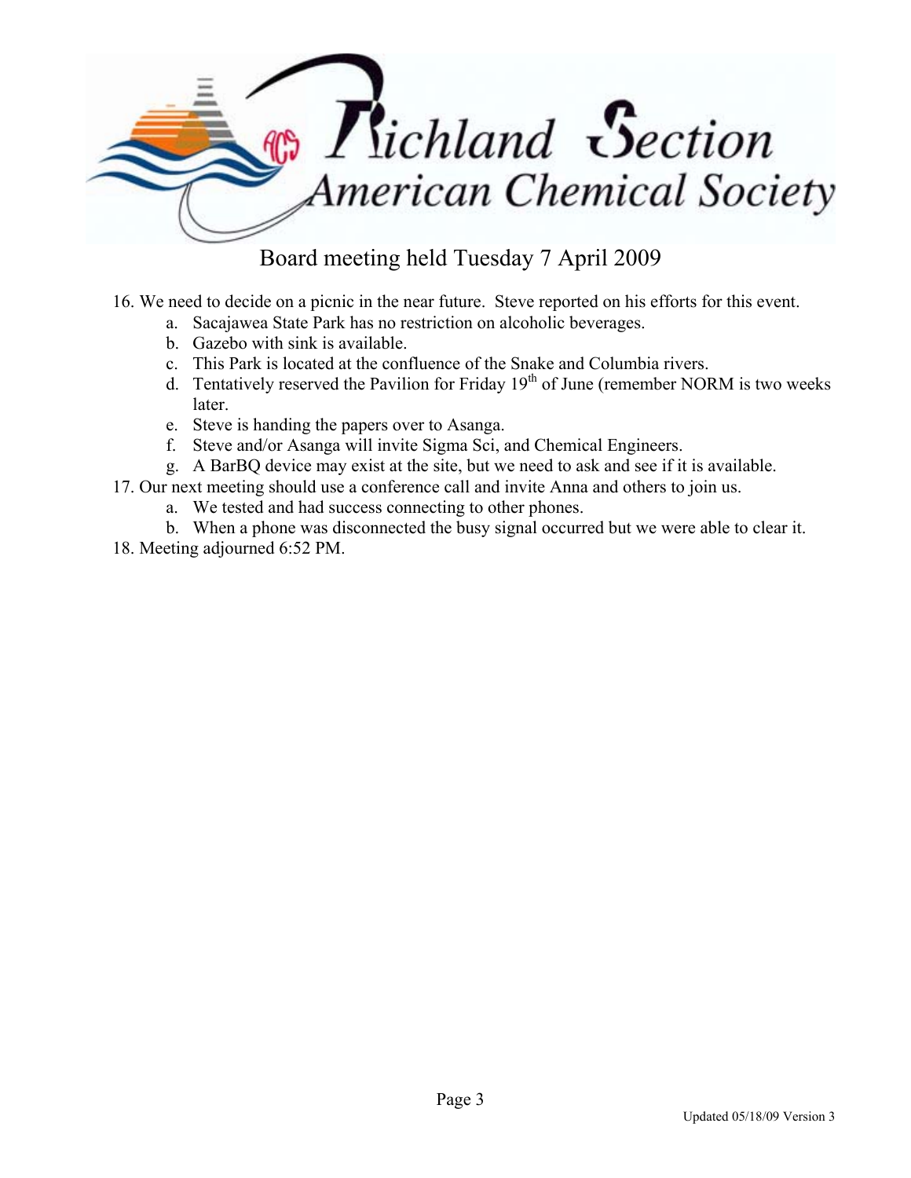# Richland Section American Chemical Society

## Board meeting held Tuesday 7 April 2009

16. We need to decide on a picnic in the near future. Steve reported on his efforts for this event.
    a. Sacajawea State Park has no restriction on alcoholic beverages.
    b. Gazebo with sink is available.
    c. This Park is located at the confluence of the Snake and Columbia rivers.
    d. Tentatively reserved the Pavilion for Friday 19th of June (remember NORM is two weeks later.
    e. Steve is handing the papers over to Asanga.
    f. Steve and/or Asanga will invite Sigma Sci, and Chemical Engineers.
    g. A BarBQ device may exist at the site, but we need to ask and see if it is available.
17. Our next meeting should use a conference call and invite Anna and others to join us.
    a. We tested and had success connecting to other phones.
    b. When a phone was disconnected the busy signal occurred but we were able to clear it.
18. Meeting adjourned 6:52 PM.

Updated 05/18/09 Version 3